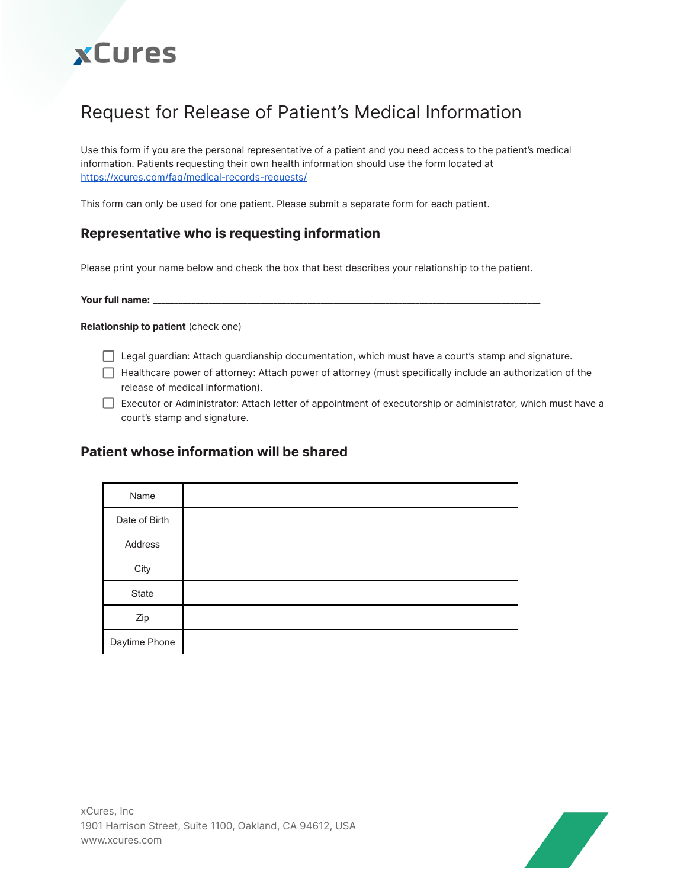xCures

# Request for Release of Patient's Medical Information

Use this form if you are the personal representative of a patient and you need access to the patient's medical information. Patients requesting their own health information should use the form located at [https://xcures.com/faq/medical-records-requests/](https://xcures.com/faq/medical-records-requests/)

This form can only be used for one patient. Please submit a separate form for each patient.

## Representative who is requesting information

Please print your name below and check the box that best describes your relationship to the patient.

**Your full name:** ______________________________________________________________

**Relationship to patient** (check one)

- ☐ Legal guardian: Attach guardianship documentation, which must have a court's stamp and signature.
- ☐ Healthcare power of attorney: Attach power of attorney (must specifically include an authorization of the release of medical information).
- ☐ Executor or Administrator: Attach letter of appointment of executorship or administrator, which must have a court's stamp and signature.

## Patient whose information will be shared

| | |
|---|---|
| Name | |
| Date of Birth | |
| Address | |
| City | |
| State | |
| Zip | |
| Daytime Phone | |

xCures, Inc
1901 Harrison Street, Suite 1100, Oakland, CA 94612, USA
www.xcures.com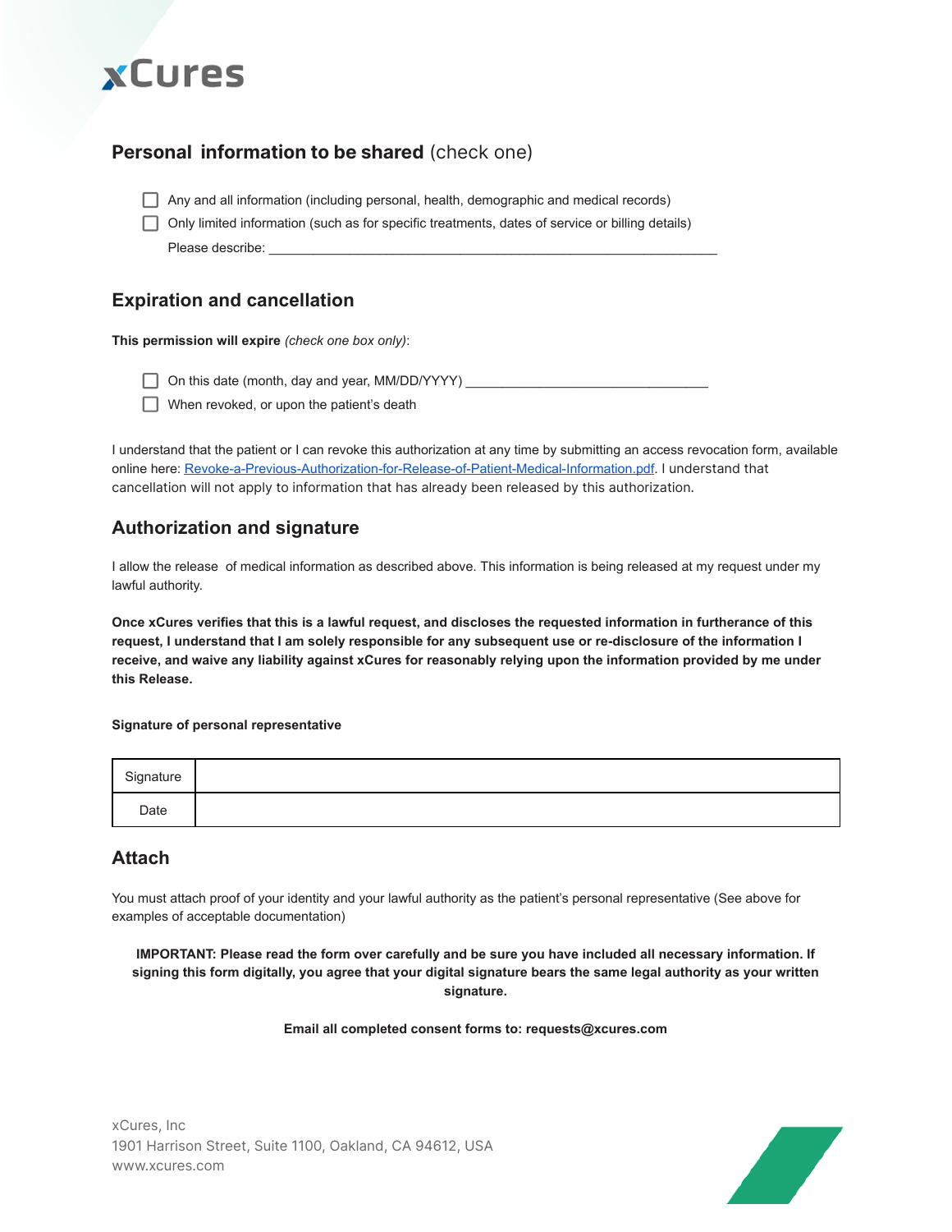xCures

## **Personal information to be shared** (check one)

- ☐ Any and all information (including personal, health, demographic and medical records)
- ☐ Only limited information (such as for specific treatments, dates of service or billing details)

  Please describe: ____________________________________________________________

## Expiration and cancellation

**This permission will expire** *(check one box only)*:

- ☐ On this date (month, day and year, MM/DD/YYYY) ________________________________
- ☐ When revoked, or upon the patient's death

I understand that the patient or I can revoke this authorization at any time by submitting an access revocation form, available online here: [Revoke-a-Previous-Authorization-for-Release-of-Patient-Medical-Information.pdf](Revoke-a-Previous-Authorization-for-Release-of-Patient-Medical-Information.pdf). I understand that cancellation will not apply to information that has already been released by this authorization.

## Authorization and signature

I allow the release of medical information as described above. This information is being released at my request under my lawful authority.

**Once xCures verifies that this is a lawful request, and discloses the requested information in furtherance of this request, I understand that I am solely responsible for any subsequent use or re-disclosure of the information I receive, and waive any liability against xCures for reasonably relying upon the information provided by me under this Release.**

**Signature of personal representative**

| | |
|---|---|
| Signature | |
| Date | |

## Attach

You must attach proof of your identity and your lawful authority as the patient's personal representative (See above for examples of acceptable documentation)

**IMPORTANT: Please read the form over carefully and be sure you have included all necessary information. If signing this form digitally, you agree that your digital signature bears the same legal authority as your written signature.**

**Email all completed consent forms to: requests@xcures.com**

xCures, Inc
1901 Harrison Street, Suite 1100, Oakland, CA 94612, USA
www.xcures.com